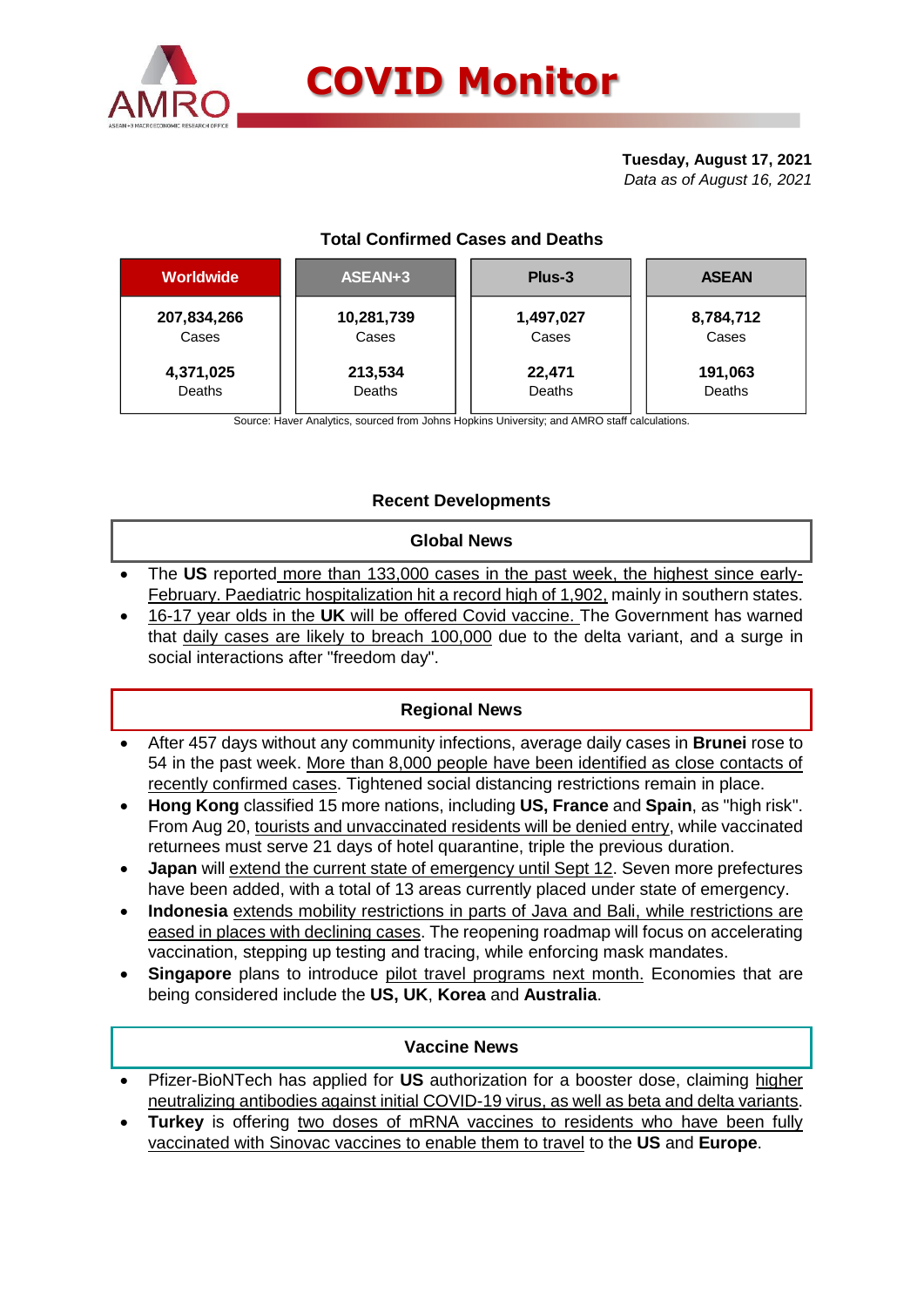# COVID Monitor

**Tuesday, August 17, 2021**
*Data as of August 16, 2021*

## Total Confirmed Cases and Deaths

| Worldwide | ASEAN+3 | Plus-3 | ASEAN |
|---|---|---|---|
| **207,834,266** Cases | **10,281,739** Cases | **1,497,027** Cases | **8,784,712** Cases |
| **4,371,025** Deaths | **213,534** Deaths | **22,471** Deaths | **191,063** Deaths |

Source: Haver Analytics, sourced from Johns Hopkins University; and AMRO staff calculations.

## Recent Developments

### Global News

- The **US** reported more than 133,000 cases in the past week, the highest since early-February. Paediatric hospitalization hit a record high of 1,902, mainly in southern states.
- 16-17 year olds in the **UK** will be offered Covid vaccine. The Government has warned that daily cases are likely to breach 100,000 due to the delta variant, and a surge in social interactions after "freedom day".

### Regional News

- After 457 days without any community infections, average daily cases in **Brunei** rose to 54 in the past week. More than 8,000 people have been identified as close contacts of recently confirmed cases. Tightened social distancing restrictions remain in place.
- **Hong Kong** classified 15 more nations, including **US, France** and **Spain**, as "high risk". From Aug 20, tourists and unvaccinated residents will be denied entry, while vaccinated returnees must serve 21 days of hotel quarantine, triple the previous duration.
- **Japan** will extend the current state of emergency until Sept 12. Seven more prefectures have been added, with a total of 13 areas currently placed under state of emergency.
- **Indonesia** extends mobility restrictions in parts of Java and Bali, while restrictions are eased in places with declining cases. The reopening roadmap will focus on accelerating vaccination, stepping up testing and tracing, while enforcing mask mandates.
- **Singapore** plans to introduce pilot travel programs next month. Economies that are being considered include the **US, UK**, **Korea** and **Australia**.

### Vaccine News

- Pfizer-BioNTech has applied for **US** authorization for a booster dose, claiming higher neutralizing antibodies against initial COVID-19 virus, as well as beta and delta variants.
- **Turkey** is offering two doses of mRNA vaccines to residents who have been fully vaccinated with Sinovac vaccines to enable them to travel to the **US** and **Europe**.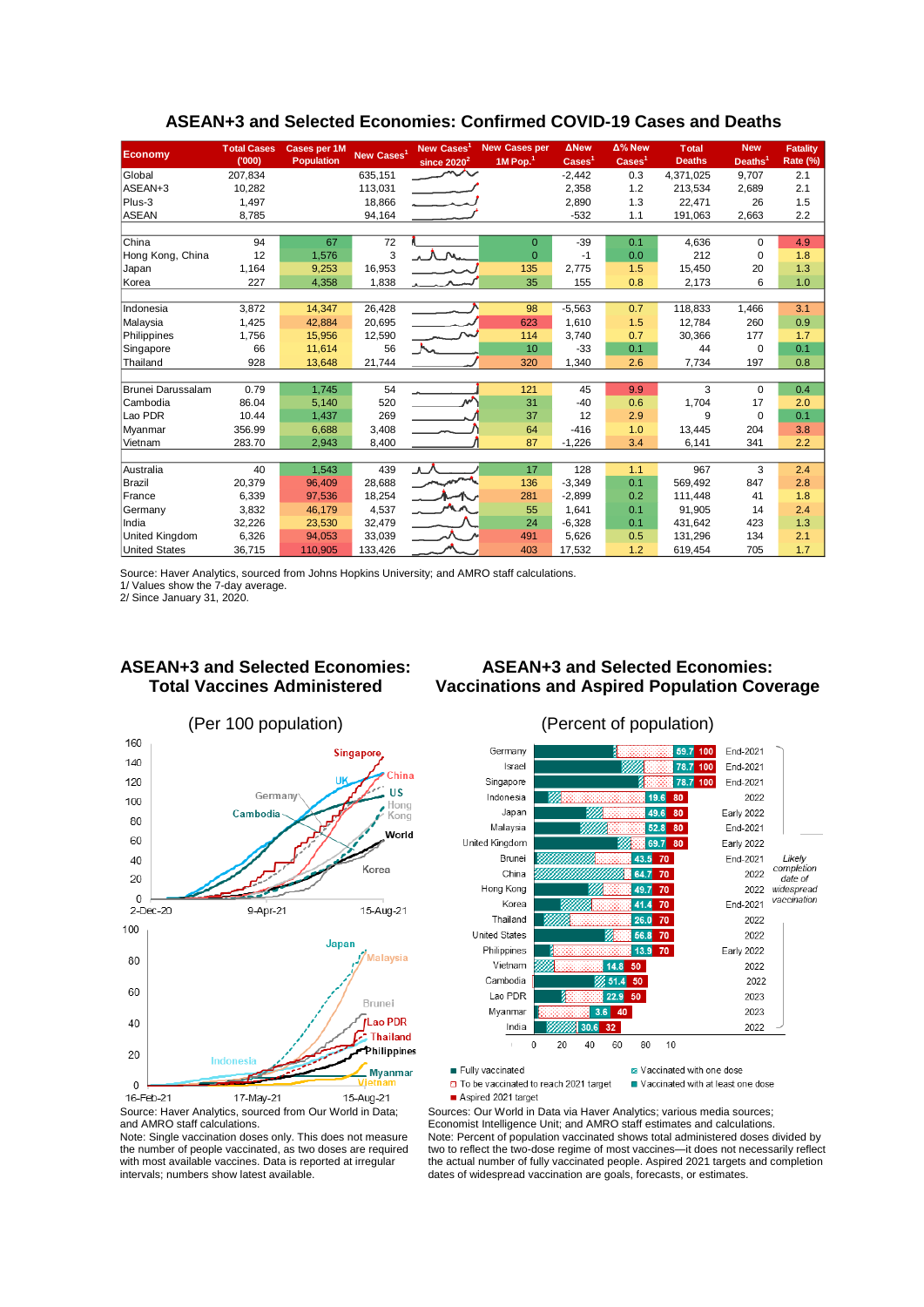# ASEAN+3 and Selected Economies: Confirmed COVID-19 Cases and Deaths

| Economy | Total Cases ('000) | Cases per 1M Population | New Cases[1] | New Cases[1] since 2020[2] | New Cases per 1M Pop.[1] | ΔNew Cases[1] | Δ% New Cases[1] | Total Deaths | New Deaths[1] | Fatality Rate (%) |
|---|---|---|---|---|---|---|---|---|---|---|
| Global | 207,834 | | 635,151 | | | -2,442 | 0.3 | 4,371,025 | 9,707 | 2.1 |
| ASEAN+3 | 10,282 | | 113,031 | | | 2,358 | 1.2 | 213,534 | 2,689 | 2.1 |
| Plus-3 | 1,497 | | 18,866 | | | 2,890 | 1.3 | 22,471 | 26 | 1.5 |
| ASEAN | 8,785 | | 94,164 | | | -532 | 1.1 | 191,063 | 2,663 | 2.2 |
| | | | | | | | | | | |
| China | 94 | 67 | 72 | | 0 | -39 | 0.1 | 4,636 | 0 | 4.9 |
| Hong Kong, China | 12 | 1,576 | 3 | | 0 | -1 | 0.0 | 212 | 0 | 1.8 |
| Japan | 1,164 | 9,253 | 16,953 | | 135 | 2,775 | 1.5 | 15,450 | 20 | 1.3 |
| Korea | 227 | 4,358 | 1,838 | | 35 | 155 | 0.8 | 2,173 | 6 | 1.0 |
| | | | | | | | | | | |
| Indonesia | 3,872 | 14,347 | 26,428 | | 98 | -5,563 | 0.7 | 118,833 | 1,466 | 3.1 |
| Malaysia | 1,425 | 42,884 | 20,695 | | 623 | 1,610 | 1.5 | 12,784 | 260 | 0.9 |
| Philippines | 1,756 | 15,956 | 12,590 | | 114 | 3,740 | 0.7 | 30,366 | 177 | 1.7 |
| Singapore | 66 | 11,614 | 56 | | 10 | -33 | 0.1 | 44 | 0 | 0.1 |
| Thailand | 928 | 13,648 | 21,734 | | 320 | 1,340 | 2.6 | 7,734 | 197 | 0.8 |
| | | | | | | | | | | |
| Brunei Darussalam | 0.79 | 1,745 | 54 | | 121 | 45 | 9.9 | 3 | 0 | 0.4 |
| Cambodia | 86.04 | 5,140 | 520 | | 31 | -40 | 0.6 | 1,704 | 17 | 2.0 |
| Lao PDR | 10.44 | 1,437 | 269 | | 37 | 12 | 2.9 | 9 | 0 | 0.1 |
| Myanmar | 356.99 | 6,688 | 3,408 | | 64 | -416 | 1.0 | 13,445 | 204 | 3.8 |
| Vietnam | 283.70 | 2,943 | 8,400 | | 87 | -1,226 | 3.4 | 6,141 | 341 | 2.2 |
| | | | | | | | | | | |
| Australia | 40 | 1,543 | 439 | | 17 | 128 | 1.1 | 967 | 3 | 2.4 |
| Brazil | 20,379 | 96,409 | 28,688 | | 136 | -3,349 | 0.1 | 569,492 | 847 | 2.8 |
| France | 6,339 | 97,536 | 18,254 | | 281 | -2,899 | 0.2 | 111,448 | 41 | 1.8 |
| Germany | 3,832 | 46,179 | 4,537 | | 55 | 1,641 | 0.1 | 91,905 | 14 | 2.4 |
| India | 32,226 | 23,530 | 32,479 | | 24 | -6,328 | 0.1 | 431,642 | 423 | 1.3 |
| United Kingdom | 6,326 | 94,053 | 33,039 | | 491 | 5,626 | 0.5 | 131,296 | 134 | 2.1 |
| United States | 36,715 | 110,905 | 133,426 | | 403 | 17,532 | 1.2 | 619,454 | 705 | 1.7 |

Source: Haver Analytics, sourced from Johns Hopkins University; and AMRO staff calculations.
1/ Values show the 7-day average.
2/ Since January 31, 2020.

## ASEAN+3 and Selected Economies: Total Vaccines Administered

(Per 100 population)

160, 140, 120, 100, 80, 60, 40, 20, 0
2-Dec-20, 9-Apr-21, 15-Aug-21
Singapore, China, UK, US, Germany, Hong Kong, Cambodia, World, Korea

100, 80, 60, 40, 20, 0
16-Feb-21, 17-May-21, 15-Aug-21
Japan, Malaysia, Brunei, Lao PDR, Thailand, Indonesia, Philippines, Myanmar, Vietnam

Source: Haver Analytics, sourced from Our World in Data; and AMRO staff calculations.
Note: Single vaccination doses only. This does not measure the number of people vaccinated, as two doses are required with most available vaccines. Data is reported at irregular intervals; numbers show latest available.

## ASEAN+3 and Selected Economies: Vaccinations and Aspired Population Coverage

(Percent of population)

Germany 59.7 100 End-2021
Israel 78.7 100 End-2021
Singapore 78.7 100 End-2021
Indonesia 19.6 80 2022
Japan 49.6 80 Early 2022
Malaysia 52.8 80 End-2021
United Kingdom 69.7 80 Early 2022
Brunei 43.5 70 End-2021
China 64.7 70 2022
Hong Kong 49.7 70 2022
Korea 41.4 70 End-2021
Thailand 26.0 70 2022
United States 56.8 70 2022
Philippines 13.9 70 Early 2022
Vietnam 14.8 50 2022
Cambodia 51.4 50 2022
Lao PDR 22.9 50 2023
Myanmar 3.6 40 2023
India 30.6 32 2022

0, 20, 40, 60, 80, 10

Likely completion date of widespread vaccination

Fully vaccinated
To be vaccinated to reach 2021 target
Aspired 2021 target
Vaccinated with one dose
Vaccinated with at least one dose

Sources: Our World in Data via Haver Analytics; various media sources; Economist Intelligence Unit; and AMRO staff estimates and calculations.
Note: Percent of population vaccinated shows total administered doses divided by two to reflect the two-dose regime of most vaccines—it does not necessarily reflect the actual number of fully vaccinated people. Aspired 2021 targets and completion dates of widespread vaccination are goals, forecasts, or estimates.